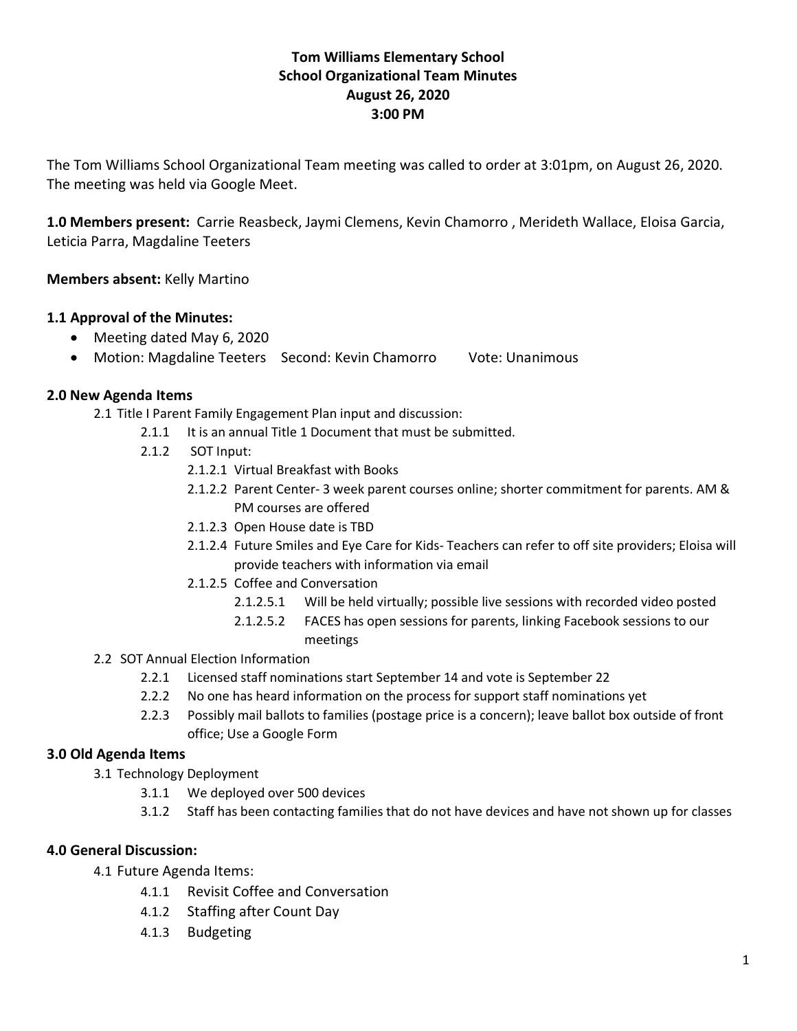**Tom Williams Elementary School**
**School Organizational Team Minutes**
**August 26, 2020**
**3:00 PM**

The Tom Williams School Organizational Team meeting was called to order at 3:01pm, on August 26, 2020. The meeting was held via Google Meet.

**1.0 Members present:** Carrie Reasbeck, Jaymi Clemens, Kevin Chamorro , Merideth Wallace, Eloisa Garcia, Leticia Parra, Magdaline Teeters

**Members absent:** Kelly Martino

**1.1 Approval of the Minutes:**

- Meeting dated May 6, 2020
- Motion: Magdaline Teeters Second: Kevin Chamorro Vote: Unanimous

**2.0 New Agenda Items**

- 2.1 Title I Parent Family Engagement Plan input and discussion:
  - 2.1.1 It is an annual Title 1 Document that must be submitted.
  - 2.1.2 SOT Input:
    - 2.1.2.1 Virtual Breakfast with Books
    - 2.1.2.2 Parent Center- 3 week parent courses online; shorter commitment for parents. AM & PM courses are offered
    - 2.1.2.3 Open House date is TBD
    - 2.1.2.4 Future Smiles and Eye Care for Kids- Teachers can refer to off site providers; Eloisa will provide teachers with information via email
    - 2.1.2.5 Coffee and Conversation
      - 2.1.2.5.1 Will be held virtually; possible live sessions with recorded video posted
      - 2.1.2.5.2 FACES has open sessions for parents, linking Facebook sessions to our meetings
- 2.2 SOT Annual Election Information
  - 2.2.1 Licensed staff nominations start September 14 and vote is September 22
  - 2.2.2 No one has heard information on the process for support staff nominations yet
  - 2.2.3 Possibly mail ballots to families (postage price is a concern); leave ballot box outside of front office; Use a Google Form

**3.0 Old Agenda Items**

- 3.1 Technology Deployment
  - 3.1.1 We deployed over 500 devices
  - 3.1.2 Staff has been contacting families that do not have devices and have not shown up for classes

**4.0 General Discussion:**

- 4.1 Future Agenda Items:
  - 4.1.1 Revisit Coffee and Conversation
  - 4.1.2 Staffing after Count Day
  - 4.1.3 Budgeting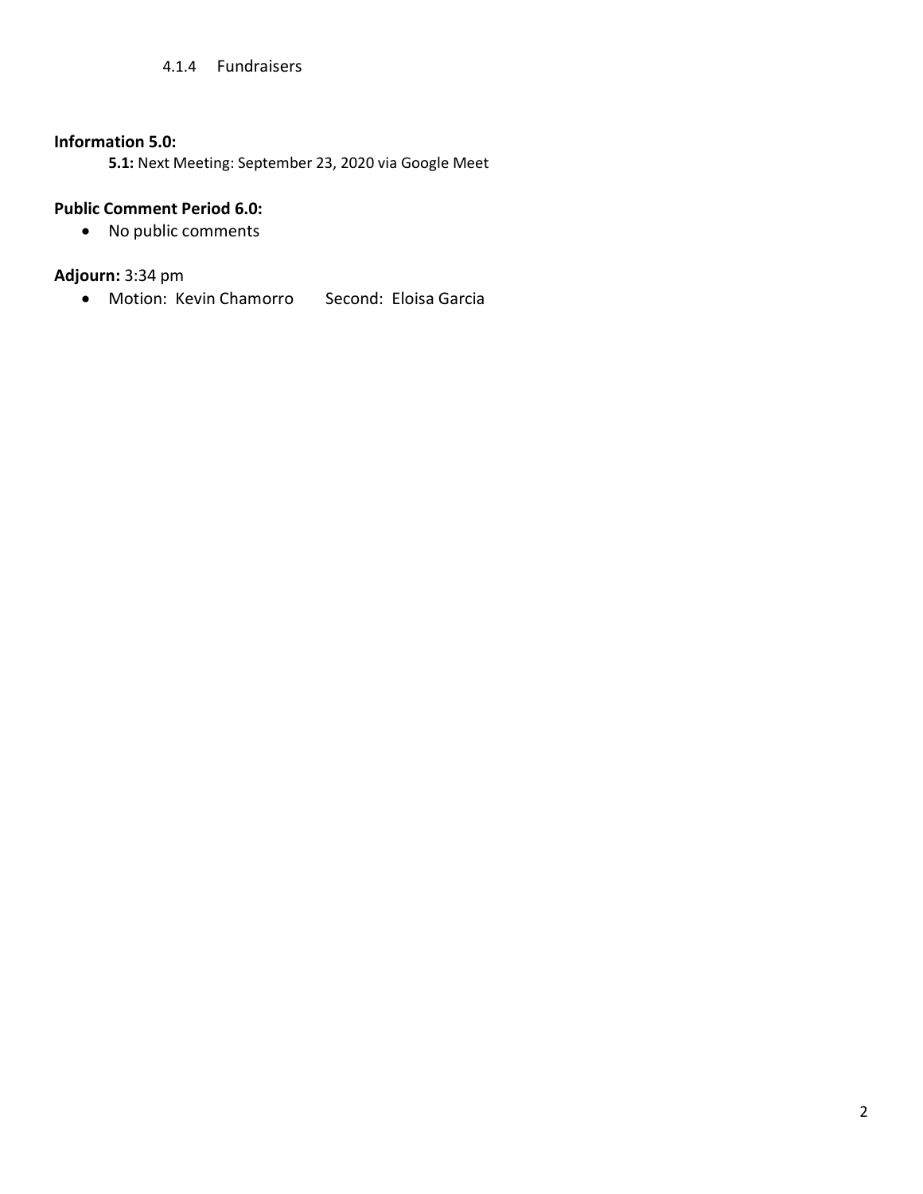4.1.4 Fundraisers

**Information 5.0:**

**5.1:** Next Meeting: September 23, 2020 via Google Meet

**Public Comment Period 6.0:**

- No public comments

**Adjourn:** 3:34 pm

- Motion: Kevin Chamorro  Second: Eloisa Garcia